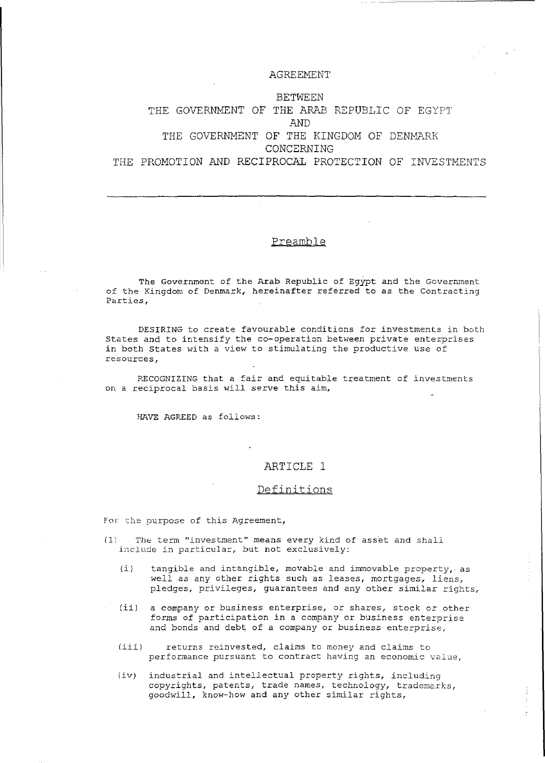# AGREEMENT

BETWEEN
THE GOVERNMENT OF THE ARAB REPUBLIC OF EGYPT
AND
THE GOVERNMENT OF THE KINGDOM OF DENMARK
CONCERNING
THE PROMOTION AND RECIPROCAL PROTECTION OF INVESTMENTS

---

## Preamble

The Government of the Arab Republic of Egypt and the Government of the Kingdom of Denmark, hereinafter referred to as the Contracting Parties,

DESIRING to create favourable conditions for investments in both States and to intensify the co-operation between private enterprises in both States with a view to stimulating the productive use of resources,

RECOGNIZING that a fair and equitable treatment of investments on a reciprocal basis will serve this aim,

HAVE AGREED as follows:

## ARTICLE 1

### Definitions

For the purpose of this Agreement,

(1) The term "investment" means every kind of asset and shall include in particular, but not exclusively:

- (i) tangible and intangible, movable and immovable property, as well as any other rights such as leases, mortgages, liens, pledges, privileges, guarantees and any other similar rights,
- (ii) a company or business enterprise, or shares, stock or other forms of participation in a company or business enterprise and bonds and debt of a company or business enterprise,
- (iii) returns reinvested, claims to money and claims to performance pursuant to contract having an economic value,
- (iv) industrial and intellectual property rights, including copyrights, patents, trade names, technology, trademarks, goodwill, know-how and any other similar rights,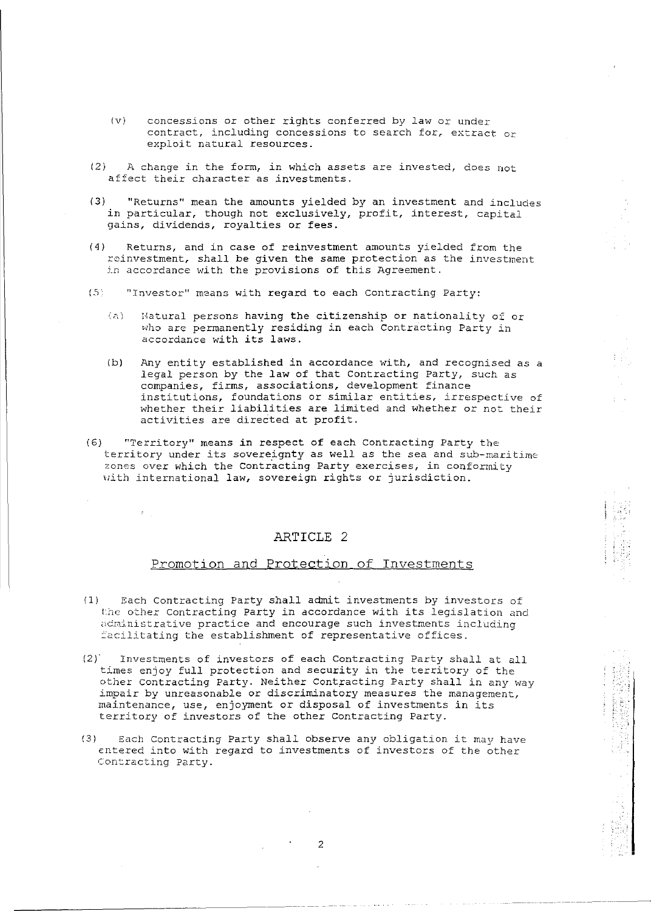(v) concessions or other rights conferred by law or under contract, including concessions to search for, extract or exploit natural resources.

(2) A change in the form, in which assets are invested, does not affect their character as investments.

(3) "Returns" mean the amounts yielded by an investment and includes in particular, though not exclusively, profit, interest, capital gains, dividends, royalties or fees.

(4) Returns, and in case of reinvestment amounts yielded from the reinvestment, shall be given the same protection as the investment in accordance with the provisions of this Agreement.

(5) "Investor" means with regard to each Contracting Party:

(a) Natural persons having the citizenship or nationality of or who are permanently residing in each Contracting Party in accordance with its laws.

(b) Any entity established in accordance with, and recognised as a legal person by the law of that Contracting Party, such as companies, firms, associations, development finance institutions, foundations or similar entities, irrespective of whether their liabilities are limited and whether or not their activities are directed at profit.

(6) "Territory" means in respect of each Contracting Party the territory under its sovereignty as well as the sea and sub-maritime zones over which the Contracting Party exercises, in conformity with international law, sovereign rights or jurisdiction.

## ARTICLE 2

### Promotion and Protection of Investments

(1) Each Contracting Party shall admit investments by investors of the other Contracting Party in accordance with its legislation and administrative practice and encourage such investments including facilitating the establishment of representative offices.

(2) Investments of investors of each Contracting Party shall at all times enjoy full protection and security in the territory of the other Contracting Party. Neither Contracting Party shall in any way impair by unreasonable or discriminatory measures the management, maintenance, use, enjoyment or disposal of investments in its territory of investors of the other Contracting Party.

(3) Each Contracting Party shall observe any obligation it may have entered into with regard to investments of investors of the other Contracting Party.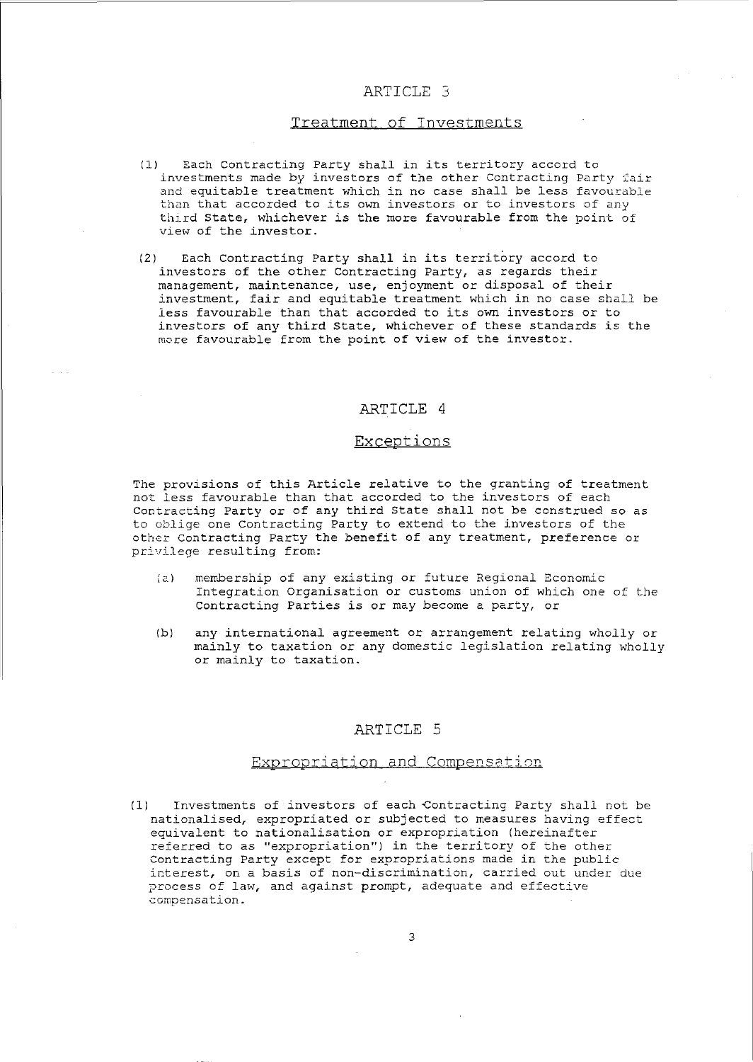## ARTICLE 3

### Treatment of Investments

(1) Each Contracting Party shall in its territory accord to investments made by investors of the other Contracting Party fair and equitable treatment which in no case shall be less favourable than that accorded to its own investors or to investors of any third State, whichever is the more favourable from the point of view of the investor.

(2) Each Contracting Party shall in its territory accord to investors of the other Contracting Party, as regards their management, maintenance, use, enjoyment or disposal of their investment, fair and equitable treatment which in no case shall be less favourable than that accorded to its own investors or to investors of any third State, whichever of these standards is the more favourable from the point of view of the investor.

## ARTICLE 4

### Exceptions

The provisions of this Article relative to the granting of treatment not less favourable than that accorded to the investors of each Contracting Party or of any third State shall not be construed so as to oblige one Contracting Party to extend to the investors of the other Contracting Party the benefit of any treatment, preference or privilege resulting from:

(a) membership of any existing or future Regional Economic Integration Organisation or customs union of which one of the Contracting Parties is or may become a party, or

(b) any international agreement or arrangement relating wholly or mainly to taxation or any domestic legislation relating wholly or mainly to taxation.

## ARTICLE 5

### Expropriation and Compensation

(1) Investments of investors of each Contracting Party shall not be nationalised, expropriated or subjected to measures having effect equivalent to nationalisation or expropriation (hereinafter referred to as "expropriation") in the territory of the other Contracting Party except for expropriations made in the public interest, on a basis of non-discrimination, carried out under due process of law, and against prompt, adequate and effective compensation.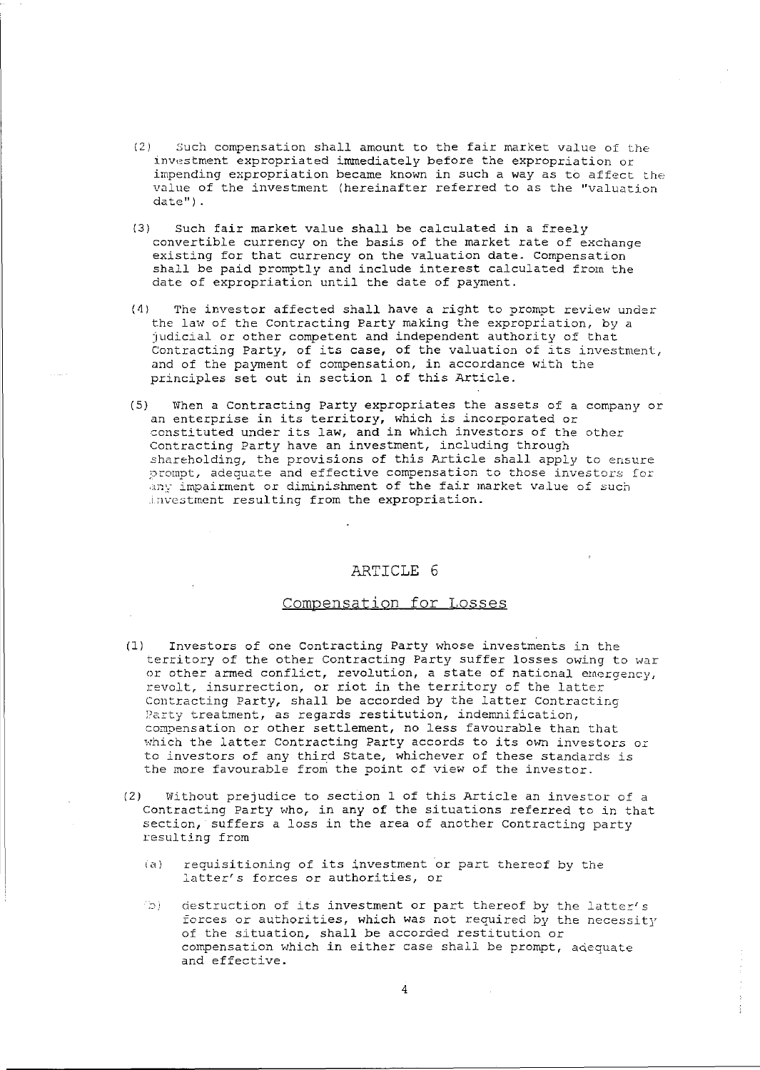(2) Such compensation shall amount to the fair market value of the investment expropriated immediately before the expropriation or impending expropriation became known in such a way as to affect the value of the investment (hereinafter referred to as the "valuation date").

(3) Such fair market value shall be calculated in a freely convertible currency on the basis of the market rate of exchange existing for that currency on the valuation date. Compensation shall be paid promptly and include interest calculated from the date of expropriation until the date of payment.

(4) The investor affected shall have a right to prompt review under the law of the Contracting Party making the expropriation, by a judicial or other competent and independent authority of that Contracting Party, of its case, of the valuation of its investment, and of the payment of compensation, in accordance with the principles set out in section 1 of this Article.

(5) When a Contracting Party expropriates the assets of a company or an enterprise in its territory, which is incorporated or constituted under its law, and in which investors of the other Contracting Party have an investment, including through shareholding, the provisions of this Article shall apply to ensure prompt, adequate and effective compensation to those investors for any impairment or diminishment of the fair market value of such investment resulting from the expropriation.

## ARTICLE 6

### Compensation for Losses

(1) Investors of one Contracting Party whose investments in the territory of the other Contracting Party suffer losses owing to war or other armed conflict, revolution, a state of national emergency, revolt, insurrection, or riot in the territory of the latter Contracting Party, shall be accorded by the latter Contracting Party treatment, as regards restitution, indemnification, compensation or other settlement, no less favourable than that which the latter Contracting Party accords to its own investors or to investors of any third State, whichever of these standards is the more favourable from the point of view of the investor.

(2) Without prejudice to section 1 of this Article an investor of a Contracting Party who, in any of the situations referred to in that section, suffers a loss in the area of another Contracting party resulting from

(a) requisitioning of its investment or part thereof by the latter's forces or authorities, or

(b) destruction of its investment or part thereof by the latter's forces or authorities, which was not required by the necessity of the situation, shall be accorded restitution or compensation which in either case shall be prompt, adequate and effective.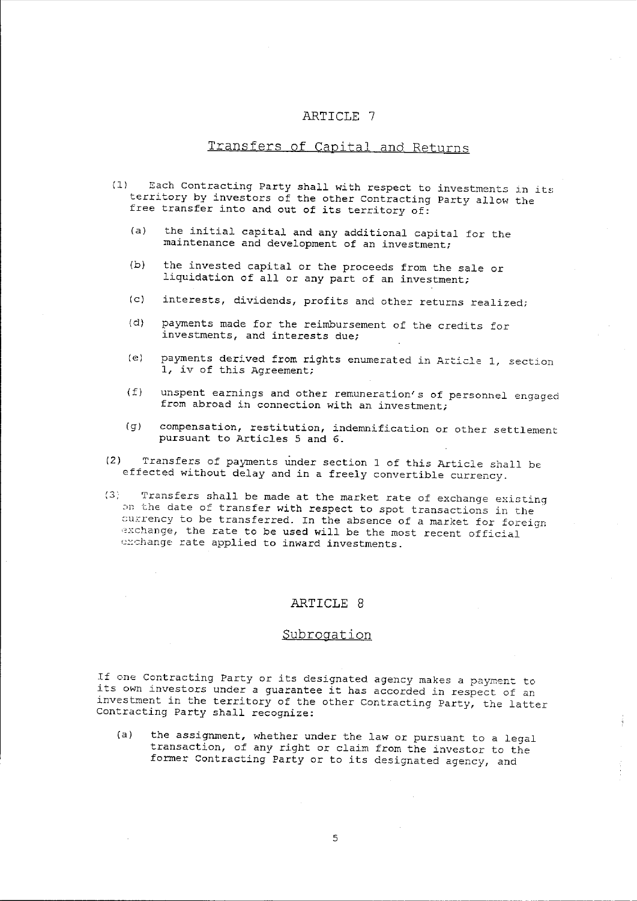## ARTICLE 7

### Transfers of Capital and Returns

(1) Each Contracting Party shall with respect to investments in its territory by investors of the other Contracting Party allow the free transfer into and out of its territory of:

(a) the initial capital and any additional capital for the maintenance and development of an investment;

(b) the invested capital or the proceeds from the sale or liquidation of all or any part of an investment;

(c) interests, dividends, profits and other returns realized;

(d) payments made for the reimbursement of the credits for investments, and interests due;

(e) payments derived from rights enumerated in Article 1, section 1, iv of this Agreement;

(f) unspent earnings and other remuneration's of personnel engaged from abroad in connection with an investment;

(g) compensation, restitution, indemnification or other settlement pursuant to Articles 5 and 6.

(2) Transfers of payments under section 1 of this Article shall be effected without delay and in a freely convertible currency.

(3) Transfers shall be made at the market rate of exchange existing on the date of transfer with respect to spot transactions in the currency to be transferred. In the absence of a market for foreign exchange, the rate to be used will be the most recent official exchange rate applied to inward investments.

## ARTICLE 8

### Subrogation

If one Contracting Party or its designated agency makes a payment to its own investors under a guarantee it has accorded in respect of an investment in the territory of the other Contracting Party, the latter Contracting Party shall recognize:

(a) the assignment, whether under the law or pursuant to a legal transaction, of any right or claim from the investor to the former Contracting Party or to its designated agency, and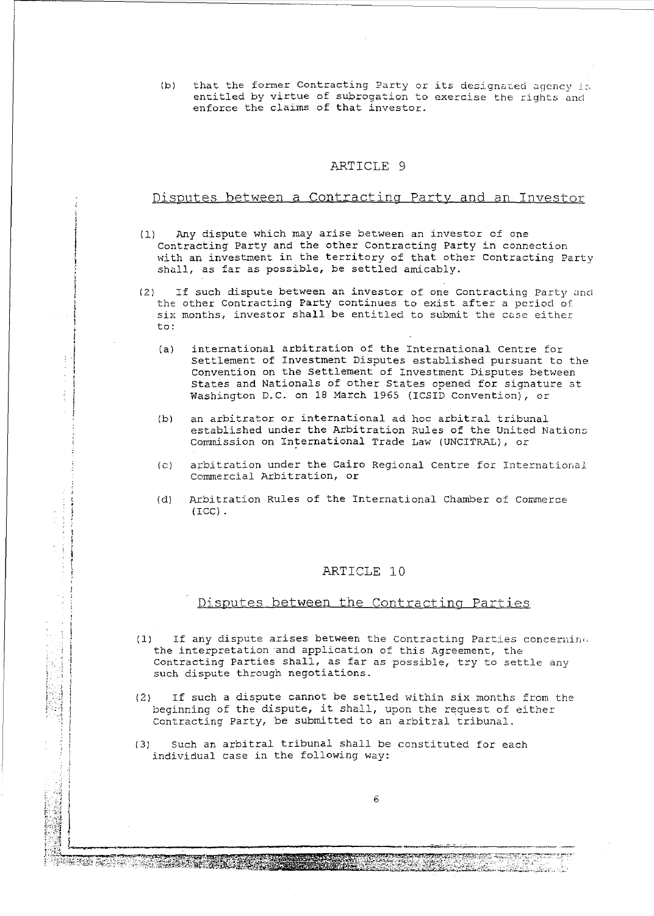(b) that the former Contracting Party or its designated agency is entitled by virtue of subrogation to exercise the rights and enforce the claims of that investor.

## ARTICLE 9

### Disputes between a Contracting Party and an Investor

(1) Any dispute which may arise between an investor of one Contracting Party and the other Contracting Party in connection with an investment in the territory of that other Contracting Party shall, as far as possible, be settled amicably.

(2) If such dispute between an investor of one Contracting Party and the other Contracting Party continues to exist after a period of six months, investor shall be entitled to submit the case either to:

(a) international arbitration of the International Centre for Settlement of Investment Disputes established pursuant to the Convention on the Settlement of Investment Disputes between States and Nationals of other States opened for signature at Washington D.C. on 18 March 1965 (ICSID Convention), or

(b) an arbitrator or international ad hoc arbitral tribunal established under the Arbitration Rules of the United Nations Commission on International Trade Law (UNCITRAL), or

(c) arbitration under the Cairo Regional Centre for International Commercial Arbitration, or

(d) Arbitration Rules of the International Chamber of Commerce (ICC).

## ARTICLE 10

### Disputes between the Contracting Parties

(1) If any dispute arises between the Contracting Parties concerning the interpretation and application of this Agreement, the Contracting Parties shall, as far as possible, try to settle any such dispute through negotiations.

(2) If such a dispute cannot be settled within six months from the beginning of the dispute, it shall, upon the request of either Contracting Party, be submitted to an arbitral tribunal.

(3) Such an arbitral tribunal shall be constituted for each individual case in the following way: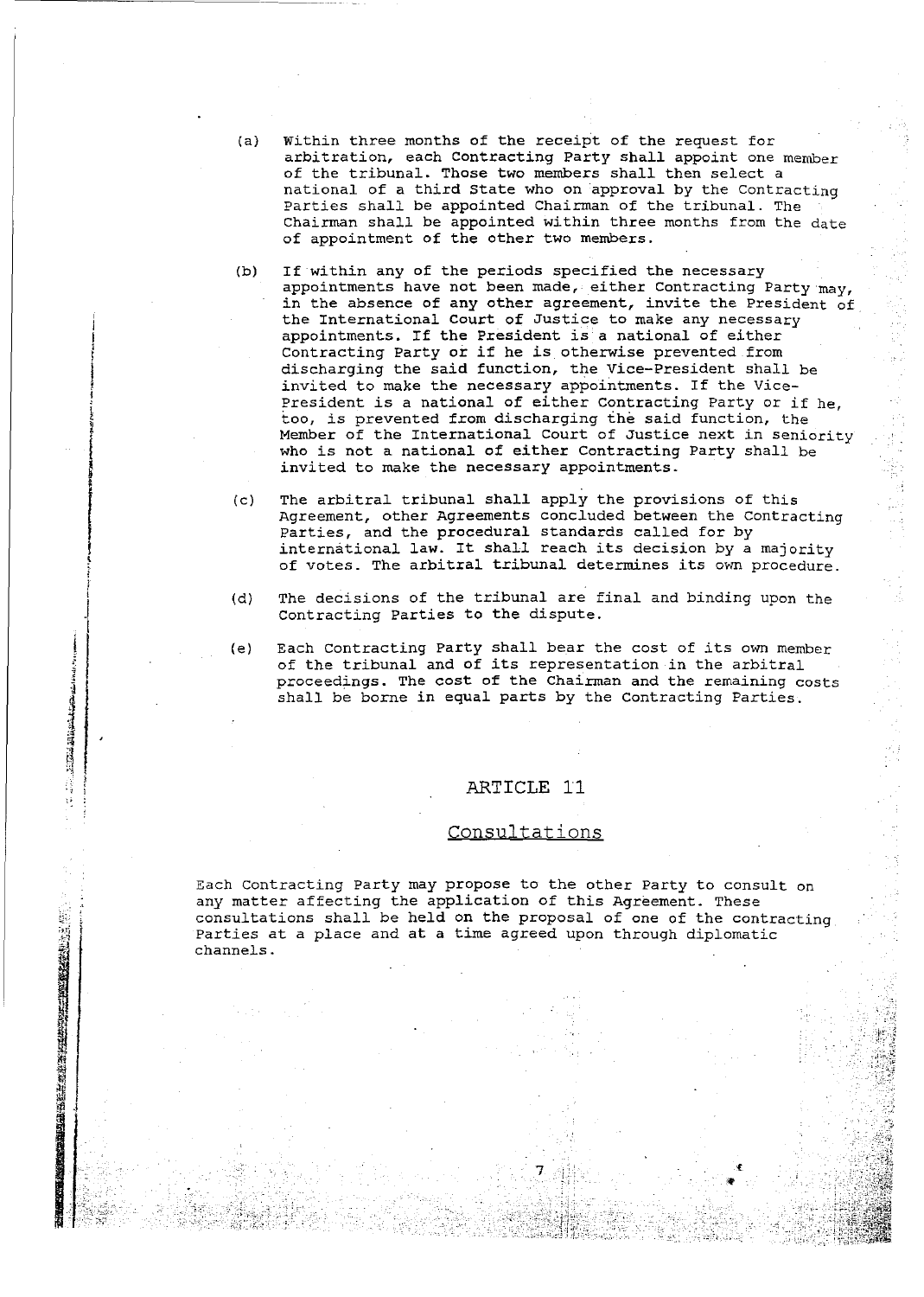(a) Within three months of the receipt of the request for arbitration, each Contracting Party shall appoint one member of the tribunal. Those two members shall then select a national of a third State who on approval by the Contracting Parties shall be appointed Chairman of the tribunal. The Chairman shall be appointed within three months from the date of appointment of the other two members.

(b) If within any of the periods specified the necessary appointments have not been made, either Contracting Party may, in the absence of any other agreement, invite the President of the International Court of Justice to make any necessary appointments. If the President is a national of either Contracting Party or if he is otherwise prevented from discharging the said function, the Vice-President shall be invited to make the necessary appointments. If the Vice-President is a national of either Contracting Party or if he, too, is prevented from discharging the said function, the Member of the International Court of Justice next in seniority who is not a national of either Contracting Party shall be invited to make the necessary appointments.

(c) The arbitral tribunal shall apply the provisions of this Agreement, other Agreements concluded between the Contracting Parties, and the procedural standards called for by international law. It shall reach its decision by a majority of votes. The arbitral tribunal determines its own procedure.

(d) The decisions of the tribunal are final and binding upon the Contracting Parties to the dispute.

(e) Each Contracting Party shall bear the cost of its own member of the tribunal and of its representation in the arbitral proceedings. The cost of the Chairman and the remaining costs shall be borne in equal parts by the Contracting Parties.

## ARTICLE 11

## Consultations

Each Contracting Party may propose to the other Party to consult on any matter affecting the application of this Agreement. These consultations shall be held on the proposal of one of the Contracting Parties at a place and at a time agreed upon through diplomatic channels.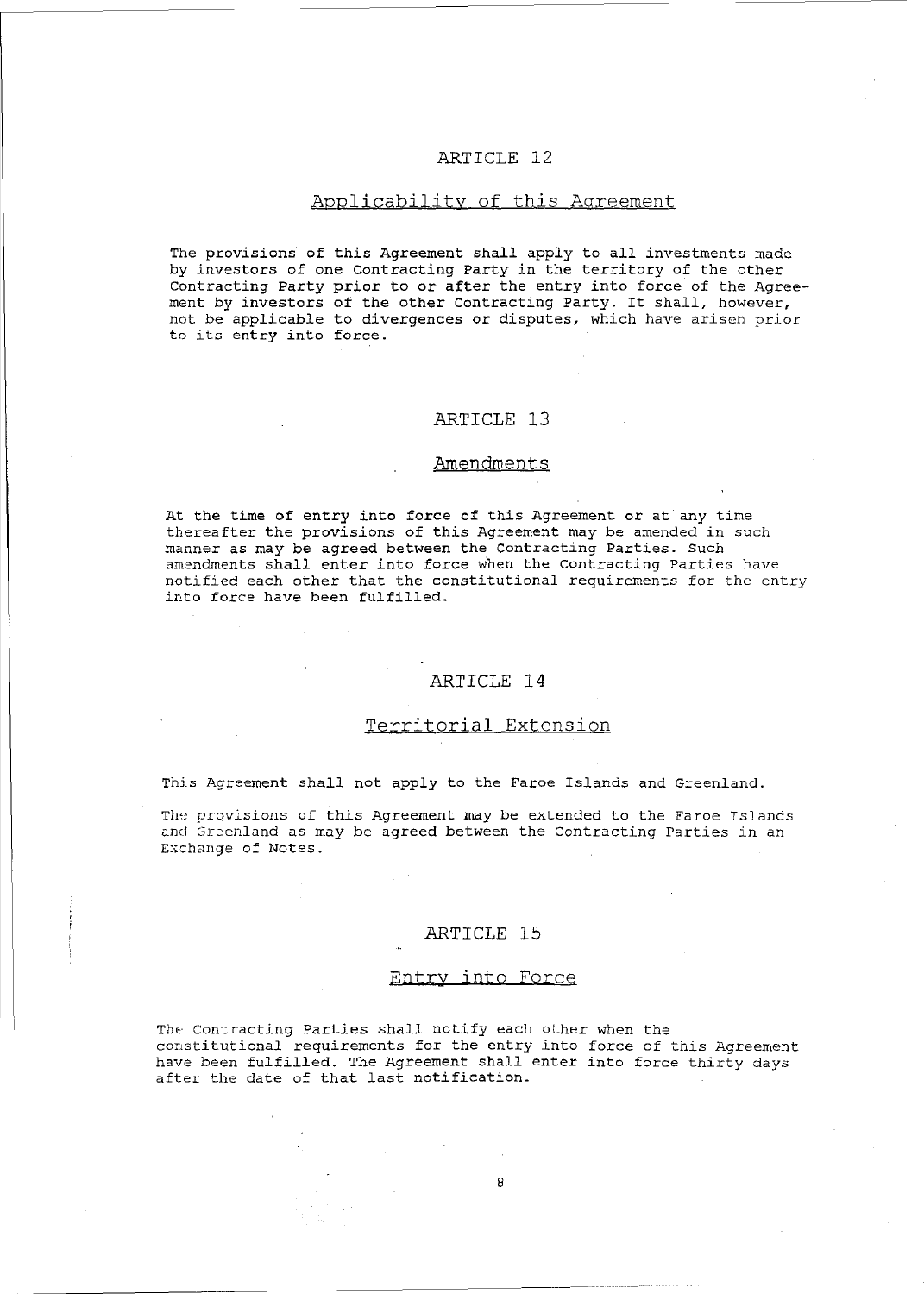## ARTICLE 12

### Applicability of this Agreement

The provisions of this Agreement shall apply to all investments made by investors of one Contracting Party in the territory of the other Contracting Party prior to or after the entry into force of the Agreement by investors of the other Contracting Party. It shall, however, not be applicable to divergences or disputes, which have arisen prior to its entry into force.

## ARTICLE 13

### Amendments

At the time of entry into force of this Agreement or at any time thereafter the provisions of this Agreement may be amended in such manner as may be agreed between the Contracting Parties. Such amendments shall enter into force when the Contracting Parties have notified each other that the constitutional requirements for the entry into force have been fulfilled.

## ARTICLE 14

### Territorial Extension

This Agreement shall not apply to the Faroe Islands and Greenland.

The provisions of this Agreement may be extended to the Faroe Islands and Greenland as may be agreed between the Contracting Parties in an Exchange of Notes.

## ARTICLE 15

### Entry into Force

The Contracting Parties shall notify each other when the constitutional requirements for the entry into force of this Agreement have been fulfilled. The Agreement shall enter into force thirty days after the date of that last notification.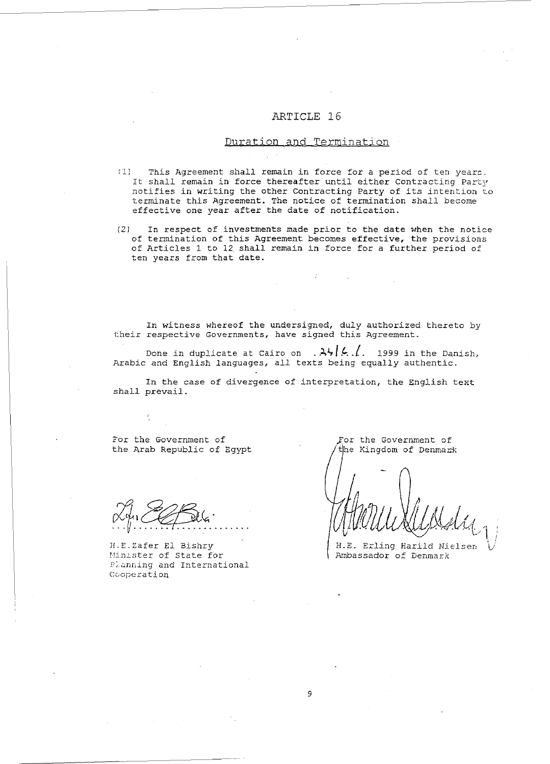## ARTICLE 16

### Duration and Termination

(1) This Agreement shall remain in force for a period of ten years. It shall remain in force thereafter until either Contracting Party notifies in writing the other Contracting Party of its intention to terminate this Agreement. The notice of termination shall become effective one year after the date of notification.

(2) In respect of investments made prior to the date when the notice of termination of this Agreement becomes effective, the provisions of Articles 1 to 12 shall remain in force for a further period of ten years from that date.

In witness whereof the undersigned, duly authorized thereto by their respective Governments, have signed this Agreement.

Done in duplicate at Cairo on .24/6./. 1999 in the Danish, Arabic and English languages, all texts being equally authentic.

In the case of divergence of interpretation, the English text shall prevail.

For the Government of
the Arab Republic of Egypt

H.E. Zafer El Bishry
Minister of State for
Planning and International
Cooperation

For the Government of
the Kingdom of Denmark

H.E. Erling Harild Nielsen
Ambassador of Denmark